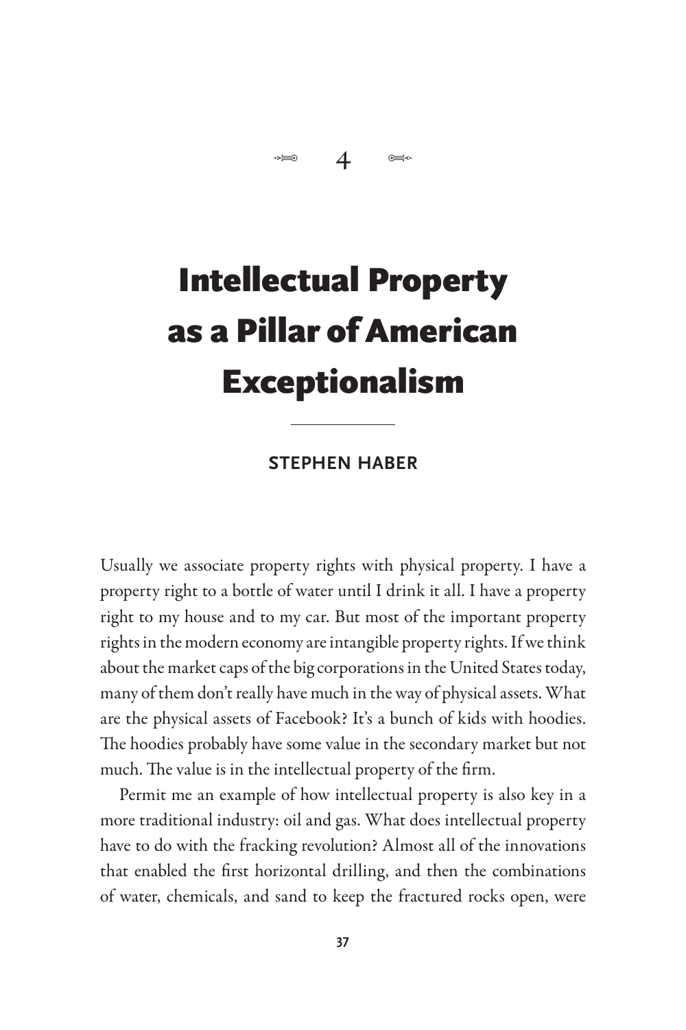4

# Intellectual Property as a Pillar of American Exceptionalism

**STEPHEN HABER**

Usually we associate property rights with physical property. I have a property right to a bottle of water until I drink it all. I have a property right to my house and to my car. But most of the important property rights in the modern economy are intangible property rights. If we think about the market caps of the big corporations in the United States today, many of them don't really have much in the way of physical assets. What are the physical assets of Facebook? It's a bunch of kids with hoodies. The hoodies probably have some value in the secondary market but not much. The value is in the intellectual property of the firm.

Permit me an example of how intellectual property is also key in a more traditional industry: oil and gas. What does intellectual property have to do with the fracking revolution? Almost all of the innovations that enabled the first horizontal drilling, and then the combinations of water, chemicals, and sand to keep the fractured rocks open, were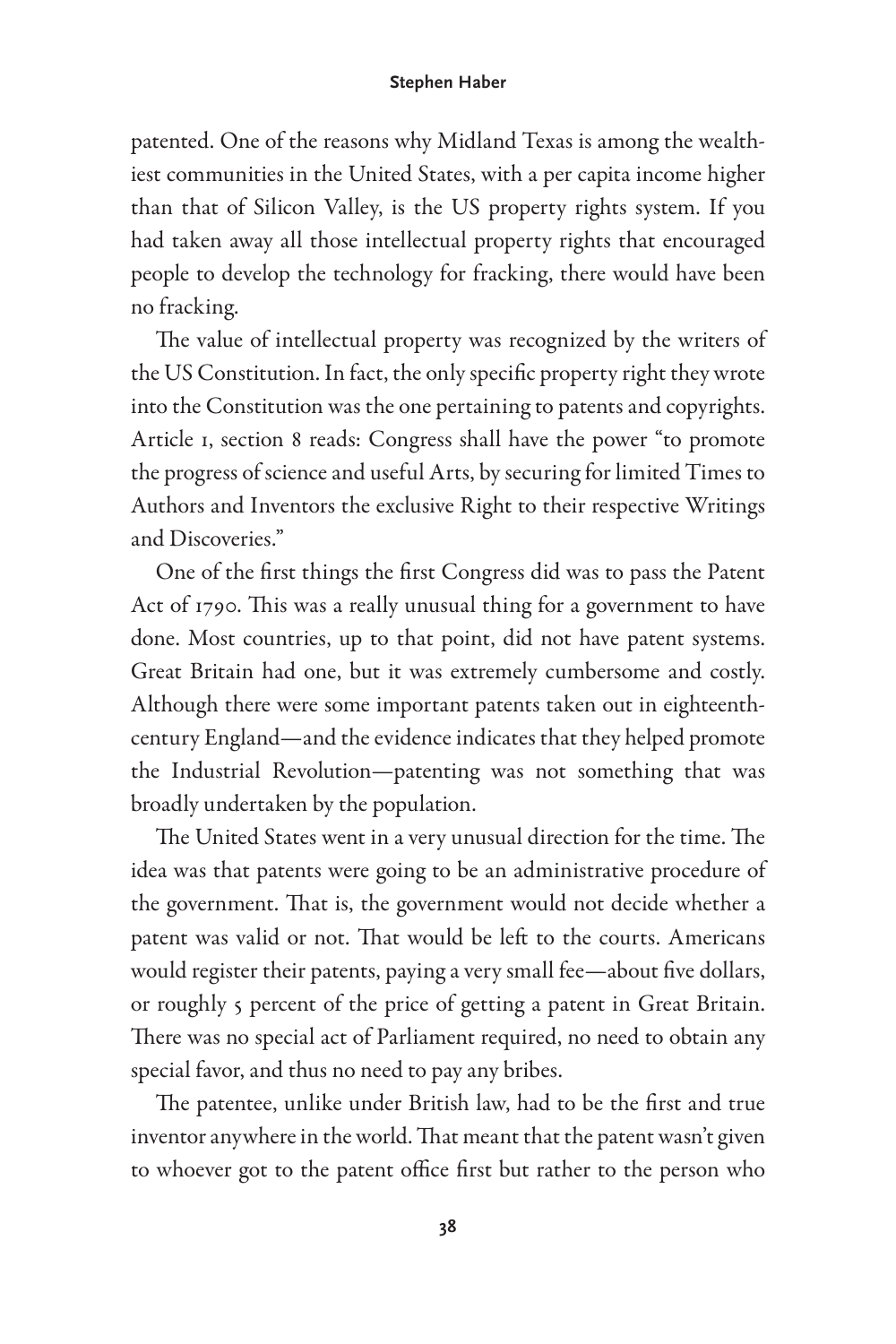patented. One of the reasons why Midland Texas is among the wealthiest communities in the United States, with a per capita income higher than that of Silicon Valley, is the US property rights system. If you had taken away all those intellectual property rights that encouraged people to develop the technology for fracking, there would have been no fracking.

The value of intellectual property was recognized by the writers of the US Constitution. In fact, the only specific property right they wrote into the Constitution was the one pertaining to patents and copyrights. Article 1, section 8 reads: Congress shall have the power "to promote the progress of science and useful Arts, by securing for limited Times to Authors and Inventors the exclusive Right to their respective Writings and Discoveries."

One of the first things the first Congress did was to pass the Patent Act of 1790. This was a really unusual thing for a government to have done. Most countries, up to that point, did not have patent systems. Great Britain had one, but it was extremely cumbersome and costly. Although there were some important patents taken out in eighteenth-century England—and the evidence indicates that they helped promote the Industrial Revolution—patenting was not something that was broadly undertaken by the population.

The United States went in a very unusual direction for the time. The idea was that patents were going to be an administrative procedure of the government. That is, the government would not decide whether a patent was valid or not. That would be left to the courts. Americans would register their patents, paying a very small fee—about five dollars, or roughly 5 percent of the price of getting a patent in Great Britain. There was no special act of Parliament required, no need to obtain any special favor, and thus no need to pay any bribes.

The patentee, unlike under British law, had to be the first and true inventor anywhere in the world. That meant that the patent wasn't given to whoever got to the patent office first but rather to the person who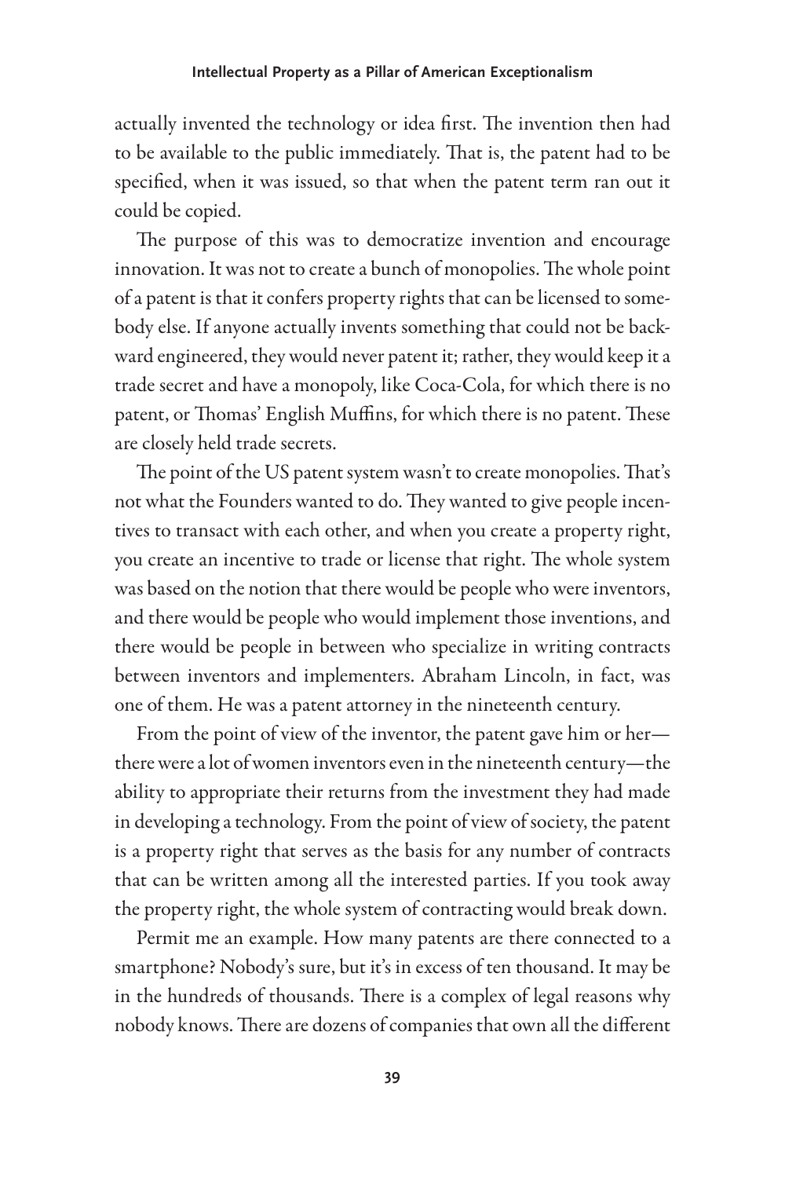actually invented the technology or idea first. The invention then had to be available to the public immediately. That is, the patent had to be specified, when it was issued, so that when the patent term ran out it could be copied.

The purpose of this was to democratize invention and encourage innovation. It was not to create a bunch of monopolies. The whole point of a patent is that it confers property rights that can be licensed to somebody else. If anyone actually invents something that could not be backward engineered, they would never patent it; rather, they would keep it a trade secret and have a monopoly, like Coca-Cola, for which there is no patent, or Thomas' English Muffins, for which there is no patent. These are closely held trade secrets.

The point of the US patent system wasn't to create monopolies. That's not what the Founders wanted to do. They wanted to give people incentives to transact with each other, and when you create a property right, you create an incentive to trade or license that right. The whole system was based on the notion that there would be people who were inventors, and there would be people who would implement those inventions, and there would be people in between who specialize in writing contracts between inventors and implementers. Abraham Lincoln, in fact, was one of them. He was a patent attorney in the nineteenth century.

From the point of view of the inventor, the patent gave him or her—there were a lot of women inventors even in the nineteenth century—the ability to appropriate their returns from the investment they had made in developing a technology. From the point of view of society, the patent is a property right that serves as the basis for any number of contracts that can be written among all the interested parties. If you took away the property right, the whole system of contracting would break down.

Permit me an example. How many patents are there connected to a smartphone? Nobody's sure, but it's in excess of ten thousand. It may be in the hundreds of thousands. There is a complex of legal reasons why nobody knows. There are dozens of companies that own all the different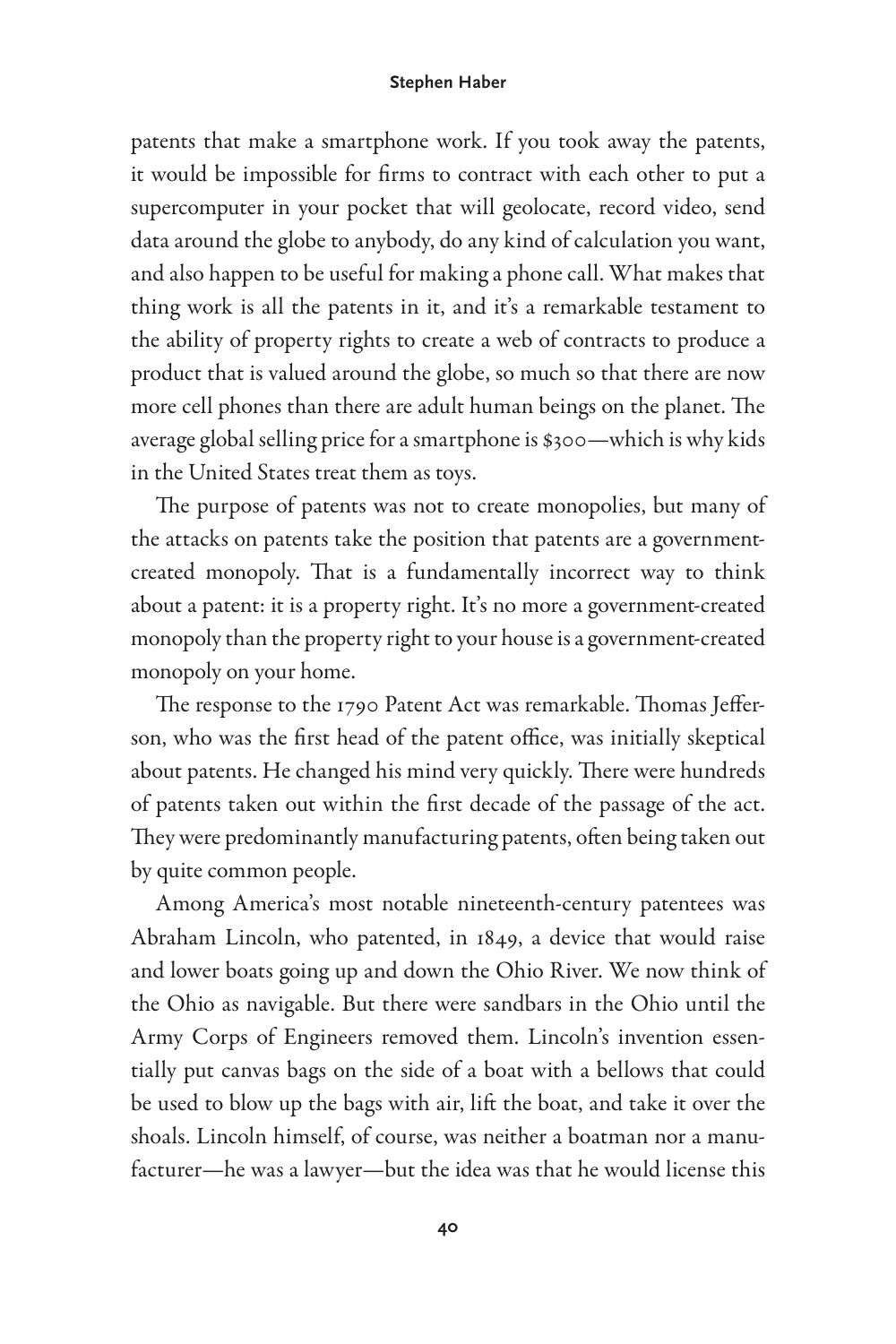patents that make a smartphone work. If you took away the patents, it would be impossible for firms to contract with each other to put a supercomputer in your pocket that will geolocate, record video, send data around the globe to anybody, do any kind of calculation you want, and also happen to be useful for making a phone call. What makes that thing work is all the patents in it, and it's a remarkable testament to the ability of property rights to create a web of contracts to produce a product that is valued around the globe, so much so that there are now more cell phones than there are adult human beings on the planet. The average global selling price for a smartphone is $300—which is why kids in the United States treat them as toys.

The purpose of patents was not to create monopolies, but many of the attacks on patents take the position that patents are a government-created monopoly. That is a fundamentally incorrect way to think about a patent: it is a property right. It's no more a government-created monopoly than the property right to your house is a government-created monopoly on your home.

The response to the 1790 Patent Act was remarkable. Thomas Jefferson, who was the first head of the patent office, was initially skeptical about patents. He changed his mind very quickly. There were hundreds of patents taken out within the first decade of the passage of the act. They were predominantly manufacturing patents, often being taken out by quite common people.

Among America's most notable nineteenth-century patentees was Abraham Lincoln, who patented, in 1849, a device that would raise and lower boats going up and down the Ohio River. We now think of the Ohio as navigable. But there were sandbars in the Ohio until the Army Corps of Engineers removed them. Lincoln's invention essentially put canvas bags on the side of a boat with a bellows that could be used to blow up the bags with air, lift the boat, and take it over the shoals. Lincoln himself, of course, was neither a boatman nor a manufacturer—he was a lawyer—but the idea was that he would license this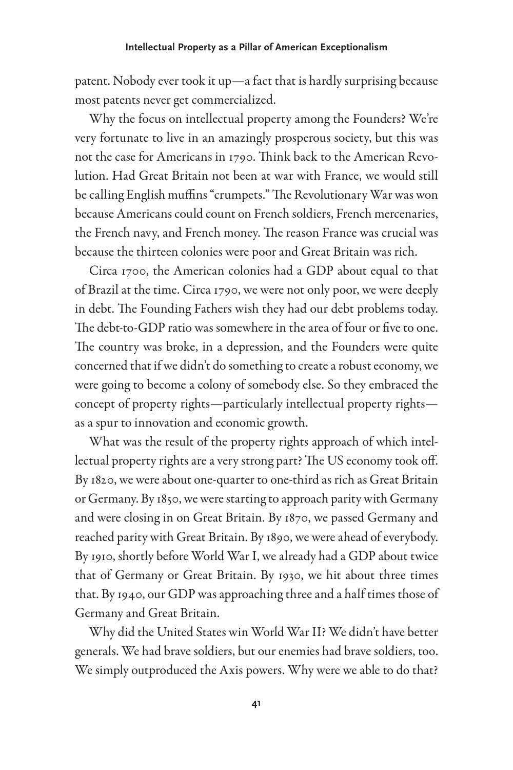patent. Nobody ever took it up—a fact that is hardly surprising because most patents never get commercialized.

Why the focus on intellectual property among the Founders? We're very fortunate to live in an amazingly prosperous society, but this was not the case for Americans in 1790. Think back to the American Revolution. Had Great Britain not been at war with France, we would still be calling English muffins "crumpets." The Revolutionary War was won because Americans could count on French soldiers, French mercenaries, the French navy, and French money. The reason France was crucial was because the thirteen colonies were poor and Great Britain was rich.

Circa 1700, the American colonies had a GDP about equal to that of Brazil at the time. Circa 1790, we were not only poor, we were deeply in debt. The Founding Fathers wish they had our debt problems today. The debt-to-GDP ratio was somewhere in the area of four or five to one. The country was broke, in a depression, and the Founders were quite concerned that if we didn't do something to create a robust economy, we were going to become a colony of somebody else. So they embraced the concept of property rights—particularly intellectual property rights—as a spur to innovation and economic growth.

What was the result of the property rights approach of which intellectual property rights are a very strong part? The US economy took off. By 1820, we were about one-quarter to one-third as rich as Great Britain or Germany. By 1850, we were starting to approach parity with Germany and were closing in on Great Britain. By 1870, we passed Germany and reached parity with Great Britain. By 1890, we were ahead of everybody. By 1910, shortly before World War I, we already had a GDP about twice that of Germany or Great Britain. By 1930, we hit about three times that. By 1940, our GDP was approaching three and a half times those of Germany and Great Britain.

Why did the United States win World War II? We didn't have better generals. We had brave soldiers, but our enemies had brave soldiers, too. We simply outproduced the Axis powers. Why were we able to do that?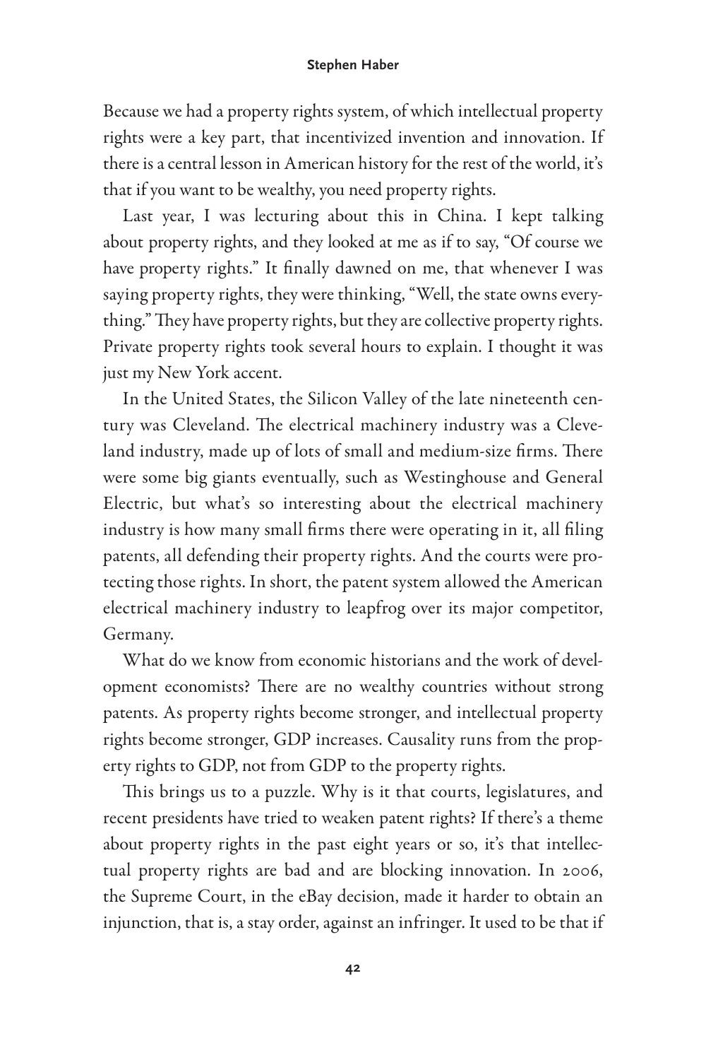Because we had a property rights system, of which intellectual property rights were a key part, that incentivized invention and innovation. If there is a central lesson in American history for the rest of the world, it's that if you want to be wealthy, you need property rights.

Last year, I was lecturing about this in China. I kept talking about property rights, and they looked at me as if to say, "Of course we have property rights." It finally dawned on me, that whenever I was saying property rights, they were thinking, "Well, the state owns everything." They have property rights, but they are collective property rights. Private property rights took several hours to explain. I thought it was just my New York accent.

In the United States, the Silicon Valley of the late nineteenth century was Cleveland. The electrical machinery industry was a Cleveland industry, made up of lots of small and medium-size firms. There were some big giants eventually, such as Westinghouse and General Electric, but what's so interesting about the electrical machinery industry is how many small firms there were operating in it, all filing patents, all defending their property rights. And the courts were protecting those rights. In short, the patent system allowed the American electrical machinery industry to leapfrog over its major competitor, Germany.

What do we know from economic historians and the work of development economists? There are no wealthy countries without strong patents. As property rights become stronger, and intellectual property rights become stronger, GDP increases. Causality runs from the property rights to GDP, not from GDP to the property rights.

This brings us to a puzzle. Why is it that courts, legislatures, and recent presidents have tried to weaken patent rights? If there's a theme about property rights in the past eight years or so, it's that intellectual property rights are bad and are blocking innovation. In 2006, the Supreme Court, in the eBay decision, made it harder to obtain an injunction, that is, a stay order, against an infringer. It used to be that if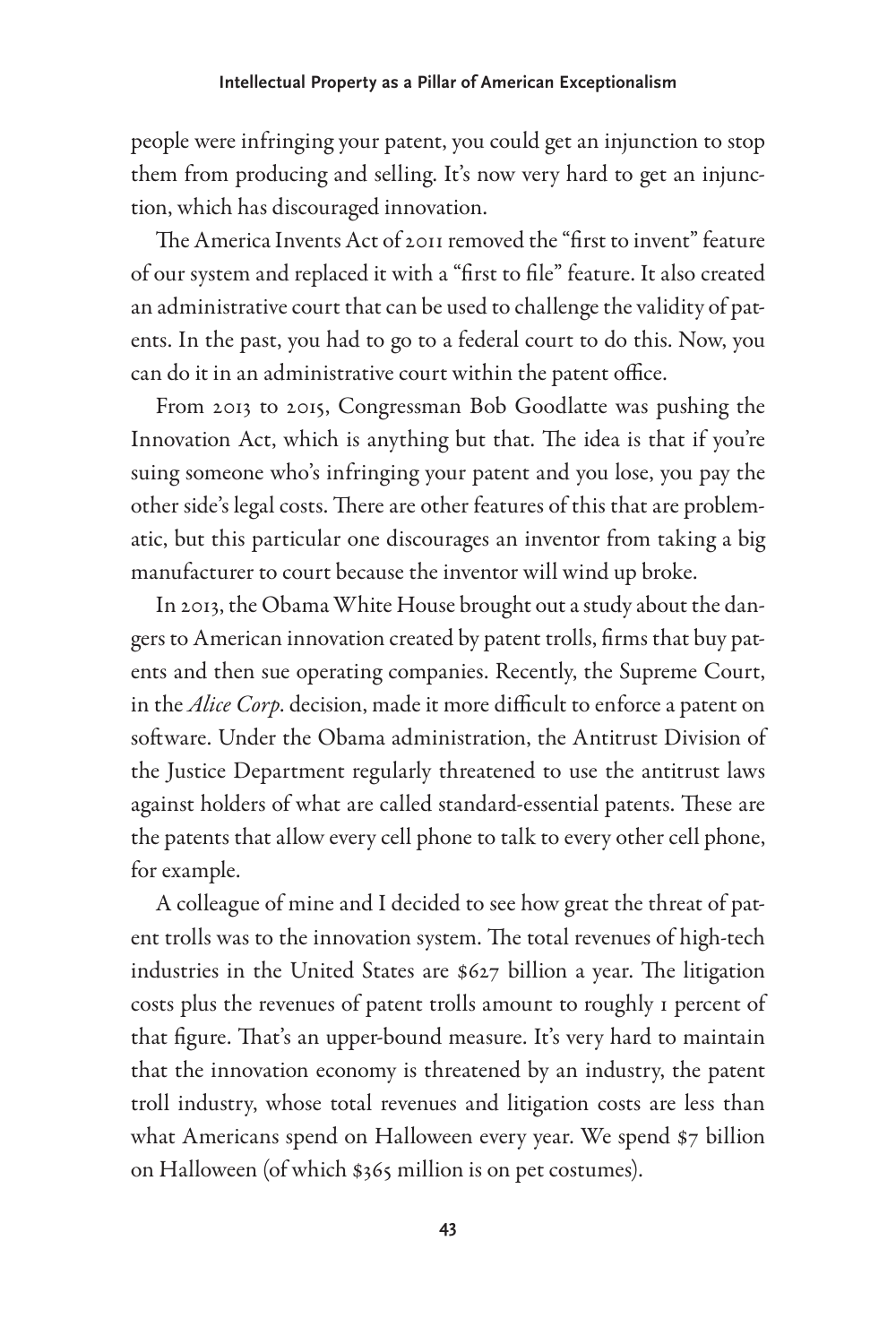people were infringing your patent, you could get an injunction to stop them from producing and selling. It's now very hard to get an injunction, which has discouraged innovation.

The America Invents Act of 2011 removed the "first to invent" feature of our system and replaced it with a "first to file" feature. It also created an administrative court that can be used to challenge the validity of patents. In the past, you had to go to a federal court to do this. Now, you can do it in an administrative court within the patent office.

From 2013 to 2015, Congressman Bob Goodlatte was pushing the Innovation Act, which is anything but that. The idea is that if you're suing someone who's infringing your patent and you lose, you pay the other side's legal costs. There are other features of this that are problematic, but this particular one discourages an inventor from taking a big manufacturer to court because the inventor will wind up broke.

In 2013, the Obama White House brought out a study about the dangers to American innovation created by patent trolls, firms that buy patents and then sue operating companies. Recently, the Supreme Court, in the *Alice Corp.* decision, made it more difficult to enforce a patent on software. Under the Obama administration, the Antitrust Division of the Justice Department regularly threatened to use the antitrust laws against holders of what are called standard-essential patents. These are the patents that allow every cell phone to talk to every other cell phone, for example.

A colleague of mine and I decided to see how great the threat of patent trolls was to the innovation system. The total revenues of high-tech industries in the United States are $627 billion a year. The litigation costs plus the revenues of patent trolls amount to roughly 1 percent of that figure. That's an upper-bound measure. It's very hard to maintain that the innovation economy is threatened by an industry, the patent troll industry, whose total revenues and litigation costs are less than what Americans spend on Halloween every year. We spend $7 billion on Halloween (of which $365 million is on pet costumes).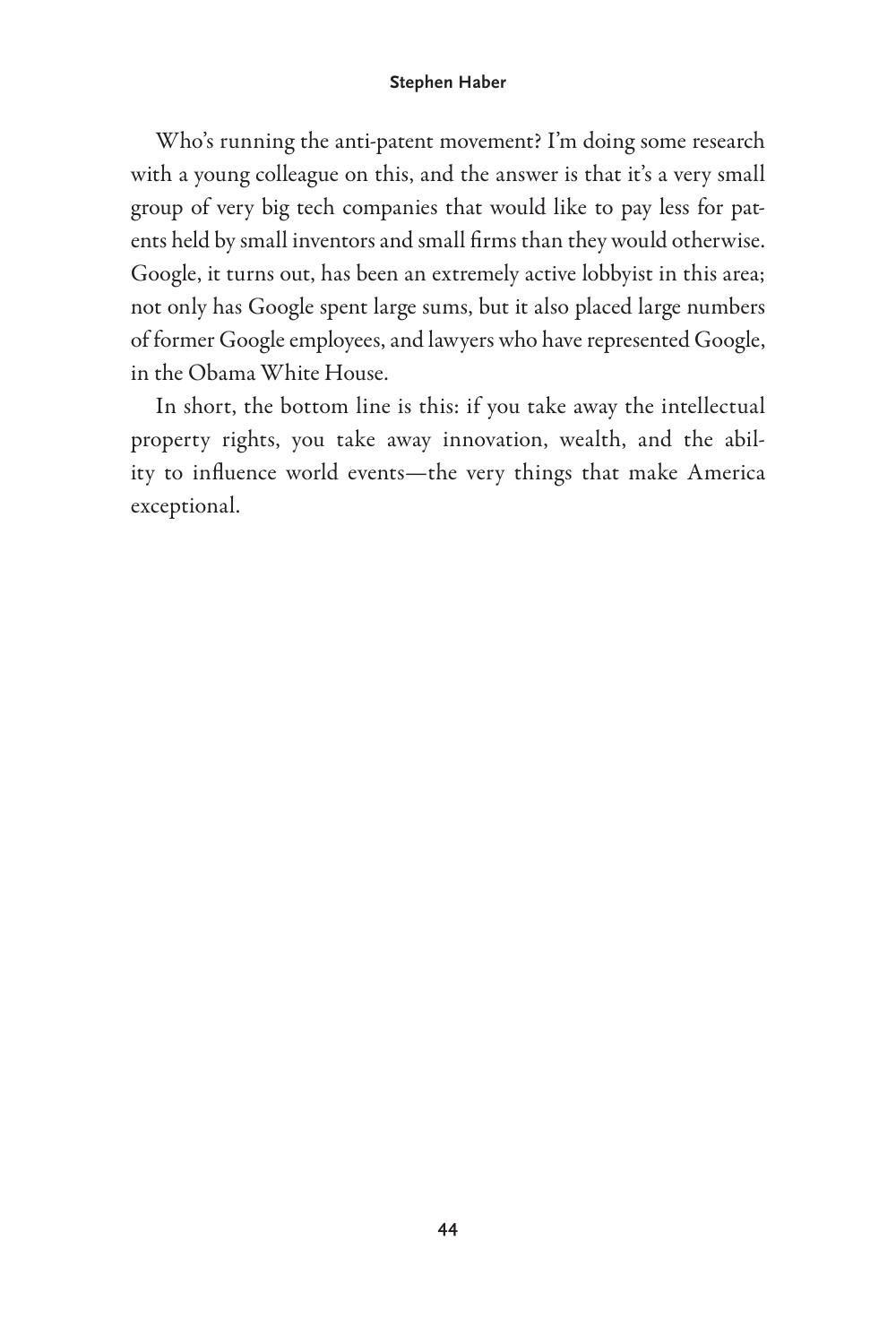Who's running the anti-patent movement? I'm doing some research with a young colleague on this, and the answer is that it's a very small group of very big tech companies that would like to pay less for patents held by small inventors and small firms than they would otherwise. Google, it turns out, has been an extremely active lobbyist in this area; not only has Google spent large sums, but it also placed large numbers of former Google employees, and lawyers who have represented Google, in the Obama White House.

In short, the bottom line is this: if you take away the intellectual property rights, you take away innovation, wealth, and the ability to influence world events—the very things that make America exceptional.